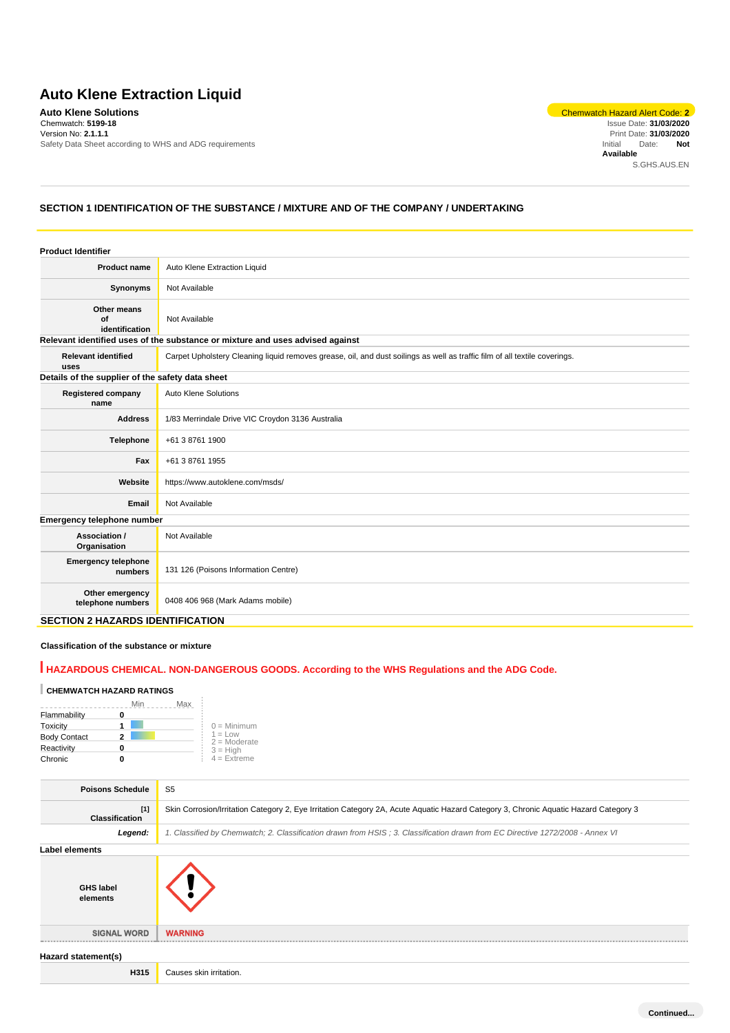# Auto Klene Extraction Liquid

**Auto Klene Solutions**
Chemwatch: **5199-18**
Version No: **2.1.1.1**
Safety Data Sheet according to WHS and ADG requirements

Chemwatch Hazard Alert Code: **2**
Issue Date: **31/03/2020**
Print Date: **31/03/2020**
Initial Date: **Not Available**
S.GHS.AUS.EN

## SECTION 1 IDENTIFICATION OF THE SUBSTANCE / MIXTURE AND OF THE COMPANY / UNDERTAKING

### Product Identifier

| | |
|---|---|
| **Product name** | Auto Klene Extraction Liquid |
| **Synonyms** | Not Available |
| **Other means of identification** | Not Available |

### Relevant identified uses of the substance or mixture and uses advised against

| | |
|---|---|
| **Relevant identified uses** | Carpet Upholstery Cleaning liquid removes grease, oil, and dust soilings as well as traffic film of all textile coverings. |

### Details of the supplier of the safety data sheet

| | |
|---|---|
| **Registered company name** | Auto Klene Solutions |
| **Address** | 1/83 Merrindale Drive VIC Croydon 3136 Australia |
| **Telephone** | +61 3 8761 1900 |
| **Fax** | +61 3 8761 1955 |
| **Website** | https://www.autoklene.com/msds/ |
| **Email** | Not Available |

### Emergency telephone number

| | |
|---|---|
| **Association / Organisation** | Not Available |
| **Emergency telephone numbers** | 131 126 (Poisons Information Centre) |
| **Other emergency telephone numbers** | 0408 406 968 (Mark Adams mobile) |

## SECTION 2 HAZARDS IDENTIFICATION

### Classification of the substance or mixture

**HAZARDOUS CHEMICAL. NON-DANGEROUS GOODS. According to the WHS Regulations and the ADG Code.**

**CHEMWATCH HAZARD RATINGS**

| | Rating |
|---|---|
| Flammability | 0 |
| Toxicity | 1 |
| Body Contact | 2 |
| Reactivity | 0 |
| Chronic | 0 |

0 = Minimum
1 = Low
2 = Moderate
3 = High
4 = Extreme

| | |
|---|---|
| **Poisons Schedule** | S5 |
| **Classification [1]** | Skin Corrosion/Irritation Category 2, Eye Irritation Category 2A, Acute Aquatic Hazard Category 3, Chronic Aquatic Hazard Category 3 |
| ***Legend:*** | *1. Classified by Chemwatch; 2. Classification drawn from HSIS ; 3. Classification drawn from EC Directive 1272/2008 - Annex VI* |

### Label elements

| | |
|---|---|
| **GHS label elements** | |
| **SIGNAL WORD** | **WARNING** |

### Hazard statement(s)

| | |
|---|---|
| **H315** | Causes skin irritation. |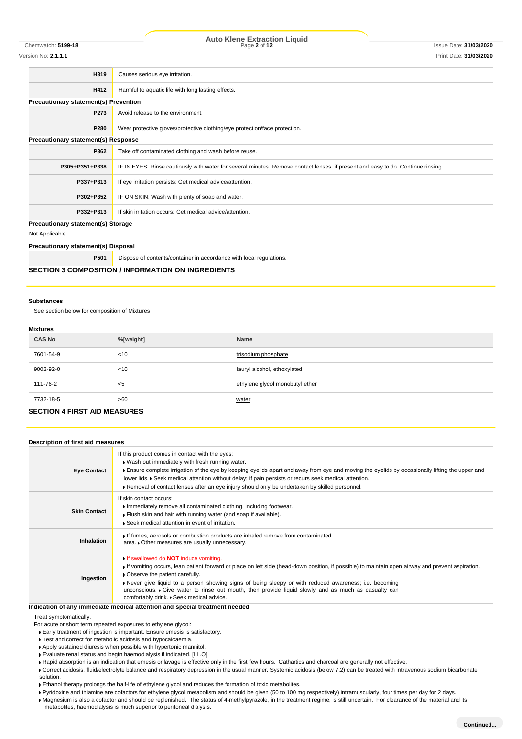| | |
|---|---|
| **H319** | Causes serious eye irritation. |
| **H412** | Harmful to aquatic life with long lasting effects. |

**Precautionary statement(s) Prevention**

| | |
|---|---|
| **P273** | Avoid release to the environment. |
| **P280** | Wear protective gloves/protective clothing/eye protection/face protection. |

**Precautionary statement(s) Response**

| | |
|---|---|
| **P362** | Take off contaminated clothing and wash before reuse. |
| **P305+P351+P338** | IF IN EYES: Rinse cautiously with water for several minutes. Remove contact lenses, if present and easy to do. Continue rinsing. |
| **P337+P313** | If eye irritation persists: Get medical advice/attention. |
| **P302+P352** | IF ON SKIN: Wash with plenty of soap and water. |
| **P332+P313** | If skin irritation occurs: Get medical advice/attention. |

**Precautionary statement(s) Storage**

Not Applicable

**Precautionary statement(s) Disposal**

| | |
|---|---|
| **P501** | Dispose of contents/container in accordance with local regulations. |

## SECTION 3 COMPOSITION / INFORMATION ON INGREDIENTS

**Substances**

See section below for composition of Mixtures

**Mixtures**

| CAS No | %[weight] | Name |
|---|---|---|
| 7601-54-9 | <10 | trisodium phosphate |
| 9002-92-0 | <10 | lauryl alcohol, ethoxylated |
| 111-76-2 | <5 | ethylene glycol monobutyl ether |
| 7732-18-5 | >60 | water |

## SECTION 4 FIRST AID MEASURES

**Description of first aid measures**

| | |
|---|---|
| **Eye Contact** | If this product comes in contact with the eyes:<br>▸ Wash out immediately with fresh running water.<br>▸ Ensure complete irrigation of the eye by keeping eyelids apart and away from eye and moving the eyelids by occasionally lifting the upper and lower lids. ▸ Seek medical attention without delay; if pain persists or recurs seek medical attention.<br>▸ Removal of contact lenses after an eye injury should only be undertaken by skilled personnel. |
| **Skin Contact** | If skin contact occurs:<br>▸ Immediately remove all contaminated clothing, including footwear.<br>▸ Flush skin and hair with running water (and soap if available).<br>▸ Seek medical attention in event of irritation. |
| **Inhalation** | ▸ If fumes, aerosols or combustion products are inhaled remove from contaminated area. ▸ Other measures are usually unnecessary. |
| **Ingestion** | ▸ If swallowed do **NOT** induce vomiting.<br>▸ If vomiting occurs, lean patient forward or place on left side (head-down position, if possible) to maintain open airway and prevent aspiration.<br>▸ Observe the patient carefully.<br>▸ Never give liquid to a person showing signs of being sleepy or with reduced awareness; i.e. becoming unconscious. ▸ Give water to rinse out mouth, then provide liquid slowly and as much as casualty can comfortably drink. ▸ Seek medical advice. |

**Indication of any immediate medical attention and special treatment needed**

Treat symptomatically.

For acute or short term repeated exposures to ethylene glycol:

- Early treatment of ingestion is important. Ensure emesis is satisfactory.
- Test and correct for metabolic acidosis and hypocalcaemia.
- Apply sustained diuresis when possible with hypertonic mannitol.
- Evaluate renal status and begin haemodialysis if indicated. [I.L.O]
- Rapid absorption is an indication that emesis or lavage is effective only in the first few hours. Cathartics and charcoal are generally not effective.
- Correct acidosis, fluid/electrolyte balance and respiratory depression in the usual manner. Systemic acidosis (below 7.2) can be treated with intravenous sodium bicarbonate solution.
- Ethanol therapy prolongs the half-life of ethylene glycol and reduces the formation of toxic metabolites.
- Pyridoxine and thiamine are cofactors for ethylene glycol metabolism and should be given (50 to 100 mg respectively) intramuscularly, four times per day for 2 days.
- Magnesium is also a cofactor and should be replenished. The status of 4-methylpyrazole, in the treatment regime, is still uncertain. For clearance of the material and its metabolites, haemodialysis is much superior to peritoneal dialysis.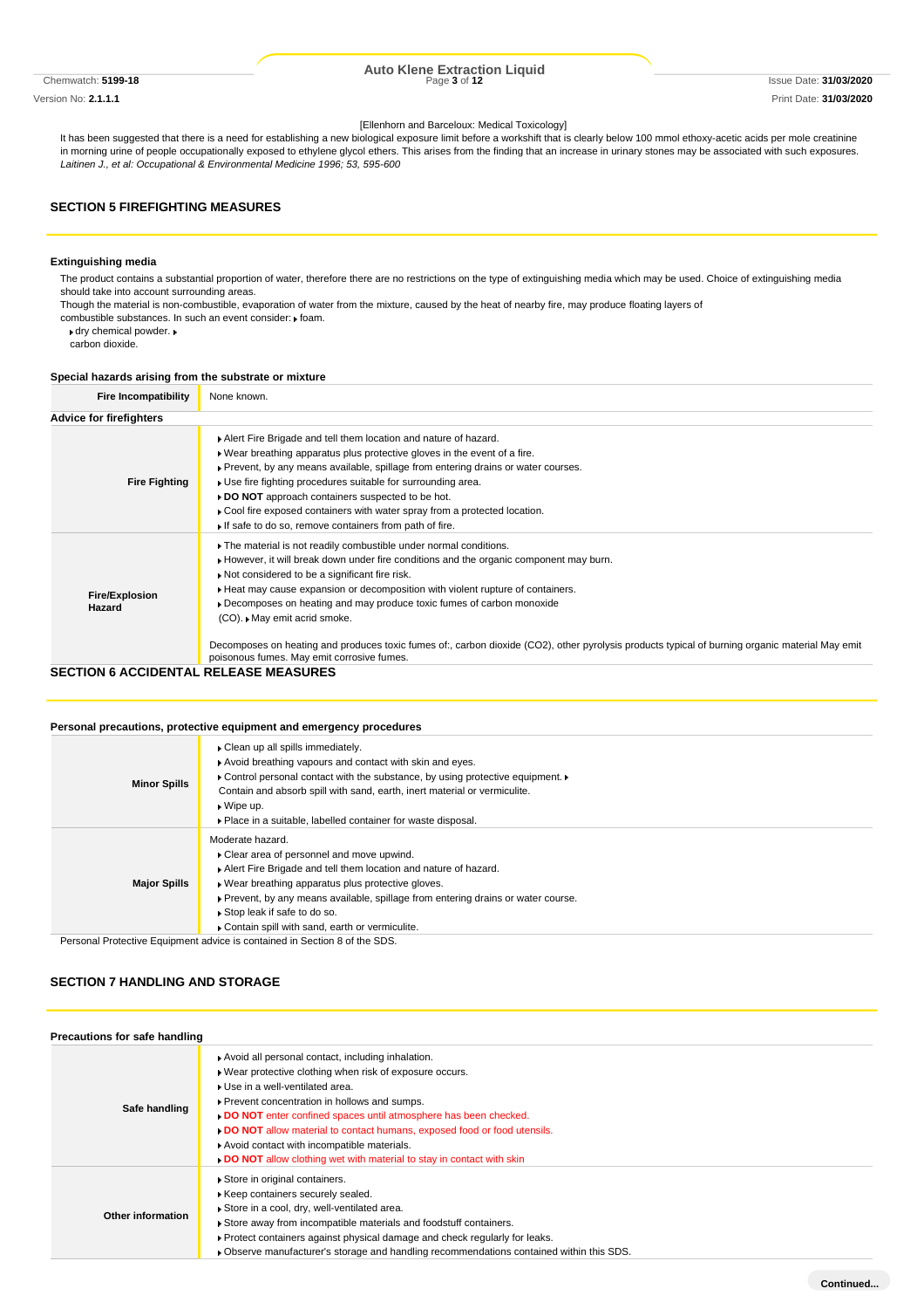[Ellenhorn and Barceloux: Medical Toxicology]

It has been suggested that there is a need for establishing a new biological exposure limit before a workshift that is clearly below 100 mmol ethoxy-acetic acids per mole creatinine in morning urine of people occupationally exposed to ethylene glycol ethers. This arises from the finding that an increase in urinary stones may be associated with such exposures.
*Laitinen J., et al: Occupational & Environmental Medicine 1996; 53, 595-600*

## SECTION 5 FIREFIGHTING MEASURES

### Extinguishing media

The product contains a substantial proportion of water, therefore there are no restrictions on the type of extinguishing media which may be used. Choice of extinguishing media should take into account surrounding areas.
Though the material is non-combustible, evaporation of water from the mixture, caused by the heat of nearby fire, may produce floating layers of combustible substances. In such an event consider:
- foam.
- dry chemical powder.
- carbon dioxide.

### Special hazards arising from the substrate or mixture

| Fire Incompatibility | None known. |
|---|---|

### Advice for firefighters

| | |
|---|---|
| **Fire Fighting** | ▸ Alert Fire Brigade and tell them location and nature of hazard.<br>▸ Wear breathing apparatus plus protective gloves in the event of a fire.<br>▸ Prevent, by any means available, spillage from entering drains or water courses.<br>▸ Use fire fighting procedures suitable for surrounding area.<br>▸ **DO NOT** approach containers suspected to be hot.<br>▸ Cool fire exposed containers with water spray from a protected location.<br>▸ If safe to do so, remove containers from path of fire. |
| **Fire/Explosion Hazard** | ▸ The material is not readily combustible under normal conditions.<br>▸ However, it will break down under fire conditions and the organic component may burn.<br>▸ Not considered to be a significant fire risk.<br>▸ Heat may cause expansion or decomposition with violent rupture of containers.<br>▸ Decomposes on heating and may produce toxic fumes of carbon monoxide (CO).<br>▸ May emit acrid smoke.<br><br>Decomposes on heating and produces toxic fumes of:, carbon dioxide ($CO_2$), other pyrolysis products typical of burning organic material May emit poisonous fumes. May emit corrosive fumes. |

## SECTION 6 ACCIDENTAL RELEASE MEASURES

### Personal precautions, protective equipment and emergency procedures

| | |
|---|---|
| **Minor Spills** | ▸ Clean up all spills immediately.<br>▸ Avoid breathing vapours and contact with skin and eyes.<br>▸ Control personal contact with the substance, by using protective equipment.<br>▸ Contain and absorb spill with sand, earth, inert material or vermiculite.<br>▸ Wipe up.<br>▸ Place in a suitable, labelled container for waste disposal. |
| **Major Spills** | Moderate hazard.<br>▸ Clear area of personnel and move upwind.<br>▸ Alert Fire Brigade and tell them location and nature of hazard.<br>▸ Wear breathing apparatus plus protective gloves.<br>▸ Prevent, by any means available, spillage from entering drains or water course.<br>▸ Stop leak if safe to do so.<br>▸ Contain spill with sand, earth or vermiculite. |

Personal Protective Equipment advice is contained in Section 8 of the SDS.

## SECTION 7 HANDLING AND STORAGE

### Precautions for safe handling

| | |
|---|---|
| **Safe handling** | ▸ Avoid all personal contact, including inhalation.<br>▸ Wear protective clothing when risk of exposure occurs.<br>▸ Use in a well-ventilated area.<br>▸ Prevent concentration in hollows and sumps.<br>▸ **DO NOT** enter confined spaces until atmosphere has been checked.<br>▸ **DO NOT** allow material to contact humans, exposed food or food utensils.<br>▸ Avoid contact with incompatible materials.<br>▸ **DO NOT** allow clothing wet with material to stay in contact with skin |
| **Other information** | ▸ Store in original containers.<br>▸ Keep containers securely sealed.<br>▸ Store in a cool, dry, well-ventilated area.<br>▸ Store away from incompatible materials and foodstuff containers.<br>▸ Protect containers against physical damage and check regularly for leaks.<br>▸ Observe manufacturer's storage and handling recommendations contained within this SDS. |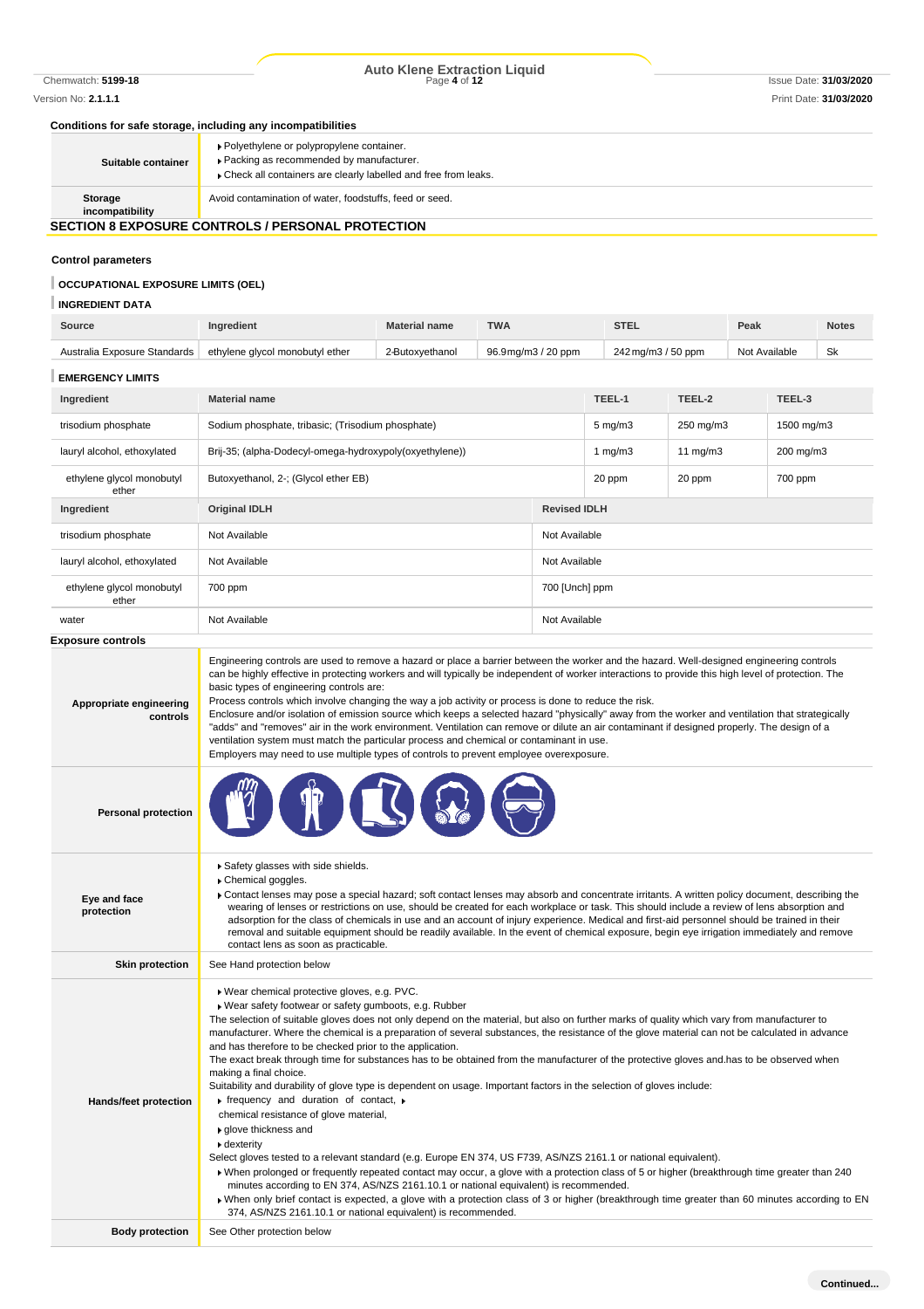### Conditions for safe storage, including any incompatibilities

| | |
|---|---|
| **Suitable container** | ▸ Polyethylene or polypropylene container.<br>▸ Packing as recommended by manufacturer.<br>▸ Check all containers are clearly labelled and free from leaks. |
| **Storage incompatibility** | Avoid contamination of water, foodstuffs, feed or seed. |

## SECTION 8 EXPOSURE CONTROLS / PERSONAL PROTECTION

### Control parameters

#### OCCUPATIONAL EXPOSURE LIMITS (OEL)

#### INGREDIENT DATA

| Source | Ingredient | Material name | TWA | STEL | Peak | Notes |
|---|---|---|---|---|---|---|
| Australia Exposure Standards | ethylene glycol monobutyl ether | 2-Butoxyethanol | 96.9 mg/m3 / 20 ppm | 242 mg/m3 / 50 ppm | Not Available | Sk |

#### EMERGENCY LIMITS

| Ingredient | Material name | TEEL-1 | TEEL-2 | TEEL-3 |
|---|---|---|---|---|
| trisodium phosphate | Sodium phosphate, tribasic; (Trisodium phosphate) | 5 mg/m3 | 250 mg/m3 | 1500 mg/m3 |
| lauryl alcohol, ethoxylated | Brij-35; (alpha-Dodecyl-omega-hydroxypoly(oxyethylene)) | 1 mg/m3 | 11 mg/m3 | 200 mg/m3 |
| ethylene glycol monobutyl ether | Butoxyethanol, 2-; (Glycol ether EB) | 20 ppm | 20 ppm | 700 ppm |

| Ingredient | Original IDLH | Revised IDLH |
|---|---|---|
| trisodium phosphate | Not Available | Not Available |
| lauryl alcohol, ethoxylated | Not Available | Not Available |
| ethylene glycol monobutyl ether | 700 ppm | 700 [Unch] ppm |
| water | Not Available | Not Available |

### Exposure controls

| | |
|---|---|
| **Appropriate engineering controls** | Engineering controls are used to remove a hazard or place a barrier between the worker and the hazard. Well-designed engineering controls can be highly effective in protecting workers and will typically be independent of worker interactions to provide this high level of protection. The basic types of engineering controls are:<br>Process controls which involve changing the way a job activity or process is done to reduce the risk.<br>Enclosure and/or isolation of emission source which keeps a selected hazard "physically" away from the worker and ventilation that strategically "adds" and "removes" air in the work environment. Ventilation can remove or dilute an air contaminant if designed properly. The design of a ventilation system must match the particular process and chemical or contaminant in use.<br>Employers may need to use multiple types of controls to prevent employee overexposure. |
| **Personal protection** | |
| **Eye and face protection** | ▸ Safety glasses with side shields.<br>▸ Chemical goggles.<br>▸ Contact lenses may pose a special hazard; soft contact lenses may absorb and concentrate irritants. A written policy document, describing the wearing of lenses or restrictions on use, should be created for each workplace or task. This should include a review of lens absorption and adsorption for the class of chemicals in use and an account of injury experience. Medical and first-aid personnel should be trained in their removal and suitable equipment should be readily available. In the event of chemical exposure, begin eye irrigation immediately and remove contact lens as soon as practicable. |
| **Skin protection** | See Hand protection below |
| **Hands/feet protection** | ▸ Wear chemical protective gloves, e.g. PVC.<br>▸ Wear safety footwear or safety gumboots, e.g. Rubber<br>The selection of suitable gloves does not only depend on the material, but also on further marks of quality which vary from manufacturer to manufacturer. Where the chemical is a preparation of several substances, the resistance of the glove material can not be calculated in advance and has therefore to be checked prior to the application.<br>The exact break through time for substances has to be obtained from the manufacturer of the protective gloves and.has to be observed when making a final choice.<br>Suitability and durability of glove type is dependent on usage. Important factors in the selection of gloves include:<br>▸ frequency and duration of contact, ▸<br>chemical resistance of glove material,<br>▸ glove thickness and<br>▸ dexterity<br>Select gloves tested to a relevant standard (e.g. Europe EN 374, US F739, AS/NZS 2161.1 or national equivalent).<br>▸ When prolonged or frequently repeated contact may occur, a glove with a protection class of 5 or higher (breakthrough time greater than 240 minutes according to EN 374, AS/NZS 2161.10.1 or national equivalent) is recommended.<br>▸ When only brief contact is expected, a glove with a protection class of 3 or higher (breakthrough time greater than 60 minutes according to EN 374, AS/NZS 2161.10.1 or national equivalent) is recommended. |
| **Body protection** | See Other protection below |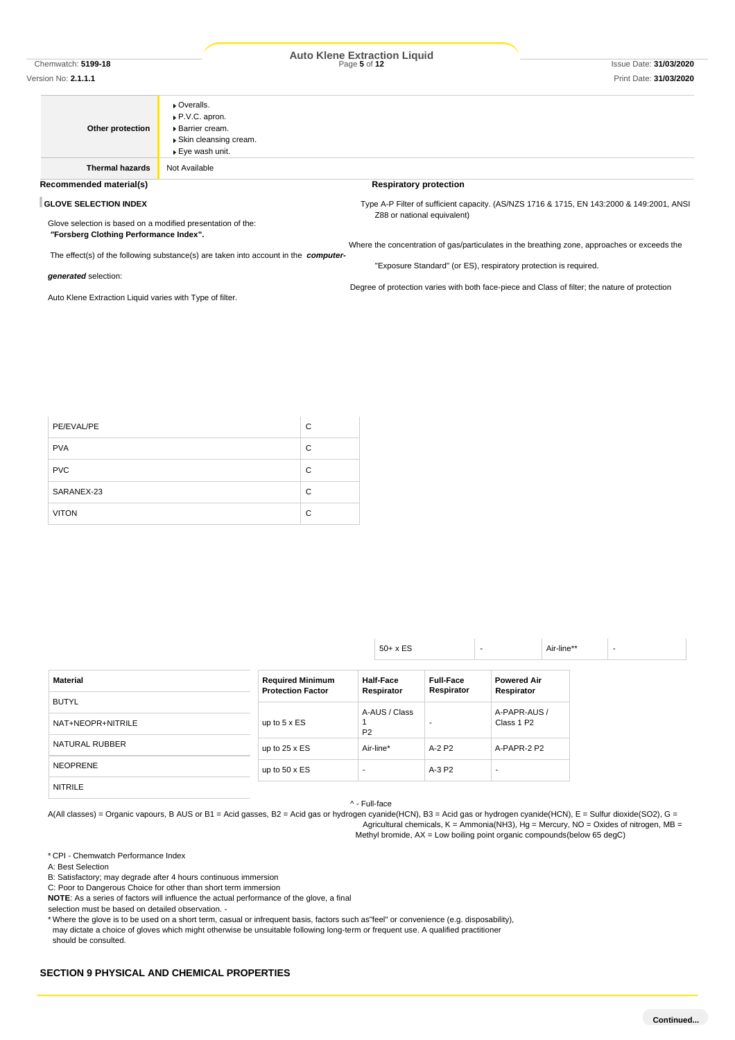| | |
|---|---|
| **Other protection** | Overalls.<br>P.V.C. apron.<br>Barrier cream.<br>Skin cleansing cream.<br>Eye wash unit. |
| **Thermal hazards** | Not Available |

**Recommended material(s)**

**GLOVE SELECTION INDEX**

Glove selection is based on a modified presentation of the:
**"Forsberg Clothing Performance Index".**

The effect(s) of the following substance(s) are taken into account in the ***computer-generated*** selection:

Auto Klene Extraction Liquid

| Material | CPI |
|---|---|
| BUTYL | |
| NAT+NEOPR+NITRILE | |
| NATURAL RUBBER | |
| NEOPRENE | |
| NITRILE | |
| PE/EVAL/PE | C |
| PVA | C |
| PVC | C |
| SARANEX-23 | C |
| VITON | C |

* CPI - Chemwatch Performance Index
A: Best Selection
B: Satisfactory; may degrade after 4 hours continuous immersion
C: Poor to Dangerous Choice for other than short term immersion
**NOTE**: As a series of factors will influence the actual performance of the glove, a final selection must be based on detailed observation. -
* Where the glove is to be used on a short term, casual or infrequent basis, factors such as"feel" or convenience (e.g. disposability), may dictate a choice of gloves which might otherwise be unsuitable following long-term or frequent use. A qualified practitioner should be consulted.

**Respiratory protection**

Type A-P Filter of sufficient capacity. (AS/NZS 1716 & 1715, EN 143:2000 & 149:2001, ANSI Z88 or national equivalent)

Where the concentration of gas/particulates in the breathing zone, approaches or exceeds the "Exposure Standard" (or ES), respiratory protection is required.

Degree of protection varies with both face-piece and Class of filter; the nature of protection varies with Type of filter.

| Required Minimum Protection Factor | Half-Face Respirator | Full-Face Respirator | Powered Air Respirator |
|---|---|---|---|
| up to 5 x ES | A-AUS / Class 1 P2 | - | A-PAPR-AUS / Class 1 P2 |
| up to 25 x ES | Air-line* | A-2 P2 | A-PAPR-2 P2 |
| up to 50 x ES | - | A-3 P2 | - |
| 50+ x ES | - | Air-line** | - |

^ - Full-face

A(All classes) = Organic vapours, B AUS or B1 = Acid gasses, B2 = Acid gas or hydrogen cyanide(HCN), B3 = Acid gas or hydrogen cyanide(HCN), E = Sulfur dioxide(SO2), G = Agricultural chemicals, K = Ammonia(NH3), Hg = Mercury, NO = Oxides of nitrogen, MB = Methyl bromide, AX = Low boiling point organic compounds(below 65 degC)

## SECTION 9 PHYSICAL AND CHEMICAL PROPERTIES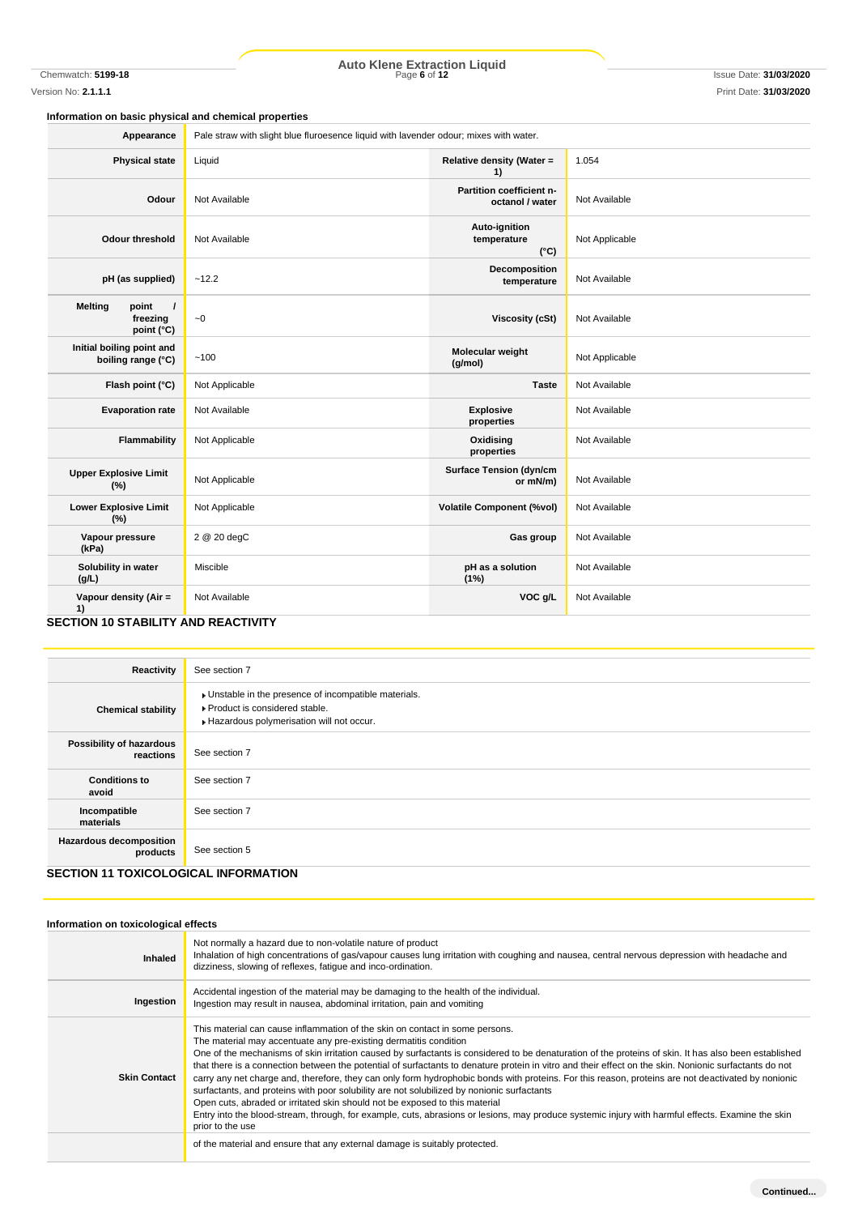### Information on basic physical and chemical properties

| | | | |
|---|---|---|---|
| **Appearance** | Pale straw with slight blue fluroesence liquid with lavender odour; mixes with water. | | |
| **Physical state** | Liquid | **Relative density (Water = 1)** | 1.054 |
| **Odour** | Not Available | **Partition coefficient n-octanol / water** | Not Available |
| **Odour threshold** | Not Available | **Auto-ignition temperature (°C)** | Not Applicable |
| **pH (as supplied)** | ~12.2 | **Decomposition temperature** | Not Available |
| **Melting point / freezing point (°C)** | ~0 | **Viscosity (cSt)** | Not Available |
| **Initial boiling point and boiling range (°C)** | ~100 | **Molecular weight (g/mol)** | Not Applicable |
| **Flash point (°C)** | Not Applicable | **Taste** | Not Available |
| **Evaporation rate** | Not Available | **Explosive properties** | Not Available |
| **Flammability** | Not Applicable | **Oxidising properties** | Not Available |
| **Upper Explosive Limit (%)** | Not Applicable | **Surface Tension (dyn/cm or mN/m)** | Not Available |
| **Lower Explosive Limit (%)** | Not Applicable | **Volatile Component (%vol)** | Not Available |
| **Vapour pressure (kPa)** | 2 @ 20 degC | **Gas group** | Not Available |
| **Solubility in water (g/L)** | Miscible | **pH as a solution (1%)** | Not Available |
| **Vapour density (Air = 1)** | Not Available | **VOC g/L** | Not Available |

## SECTION 10 STABILITY AND REACTIVITY

| | |
|---|---|
| **Reactivity** | See section 7 |
| **Chemical stability** | ▸ Unstable in the presence of incompatible materials.<br>▸ Product is considered stable.<br>▸ Hazardous polymerisation will not occur. |
| **Possibility of hazardous reactions** | See section 7 |
| **Conditions to avoid** | See section 7 |
| **Incompatible materials** | See section 7 |
| **Hazardous decomposition products** | See section 5 |

## SECTION 11 TOXICOLOGICAL INFORMATION

### Information on toxicological effects

| | |
|---|---|
| **Inhaled** | Not normally a hazard due to non-volatile nature of product<br>Inhalation of high concentrations of gas/vapour causes lung irritation with coughing and nausea, central nervous depression with headache and dizziness, slowing of reflexes, fatigue and inco-ordination. |
| **Ingestion** | Accidental ingestion of the material may be damaging to the health of the individual.<br>Ingestion may result in nausea, abdominal irritation, pain and vomiting |
| **Skin Contact** | This material can cause inflammation of the skin on contact in some persons.<br>The material may accentuate any pre-existing dermatitis condition<br>One of the mechanisms of skin irritation caused by surfactants is considered to be denaturation of the proteins of skin. It has also been established that there is a connection between the potential of surfactants to denature protein in vitro and their effect on the skin. Nonionic surfactants do not carry any net charge and, therefore, they can only form hydrophobic bonds with proteins. For this reason, proteins are not deactivated by nonionic surfactants, and proteins with poor solubility are not solubilized by nonionic surfactants<br>Open cuts, abraded or irritated skin should not be exposed to this material<br>Entry into the blood-stream, through, for example, cuts, abrasions or lesions, may produce systemic injury with harmful effects. Examine the skin prior to the use |
| | of the material and ensure that any external damage is suitably protected. |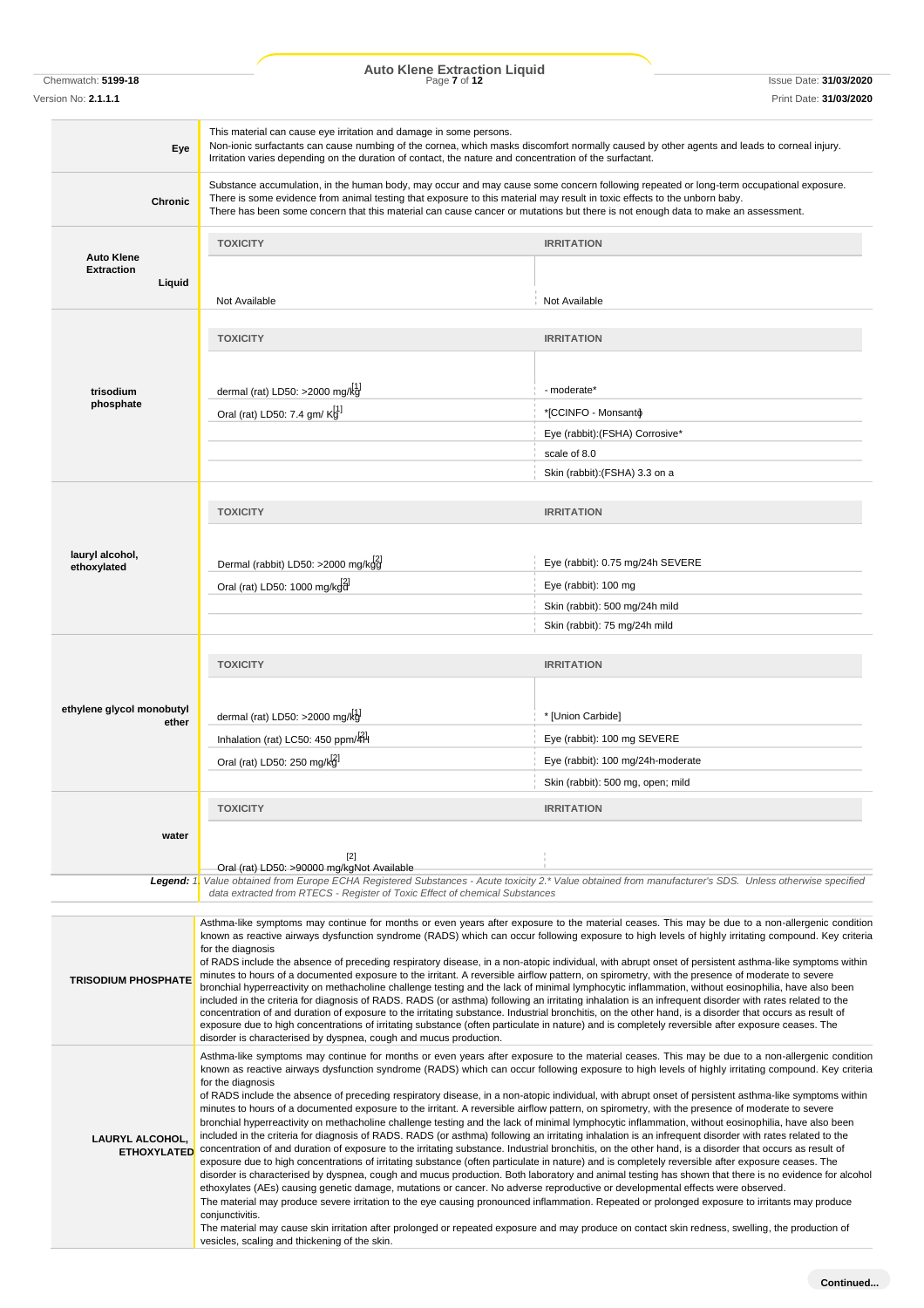| | |
|---|---|
| **Eye** | This material can cause eye irritation and damage in some persons.<br>Non-ionic surfactants can cause numbing of the cornea, which masks discomfort normally caused by other agents and leads to corneal injury. Irritation varies depending on the duration of contact, the nature and concentration of the surfactant. |
| **Chronic** | Substance accumulation, in the human body, may occur and may cause some concern following repeated or long-term occupational exposure.<br>There is some evidence from animal testing that exposure to this material may result in toxic effects to the unborn baby.<br>There has been some concern that this material can cause cancer or mutations but there is not enough data to make an assessment. |

| | TOXICITY | IRRITATION |
|---|---|---|
| **Auto Klene Extraction Liquid** | Not Available | Not Available |
| **trisodium phosphate** | dermal (rat) LD50: >2000 mg/kg[1] | - moderate* |
| | Oral (rat) LD50: 7.4 gm/ Kg[1] | *[CCINFO - Monsanto] |
| | | Eye (rabbit):(FSHA) Corrosive* |
| | | scale of 8.0 |
| | | Skin (rabbit):(FSHA) 3.3 on a |
| **lauryl alcohol, ethoxylated** | Dermal (rabbit) LD50: >2000 mg/kg[2] | Eye (rabbit): 0.75 mg/24h SEVERE |
| | Oral (rat) LD50: 1000 mg/kg[2] | Eye (rabbit): 100 mg |
| | | Skin (rabbit): 500 mg/24h mild |
| | | Skin (rabbit): 75 mg/24h mild |
| **ethylene glycol monobutyl ether** | dermal (rat) LD50: >2000 mg/kg[1] | * [Union Carbide] |
| | Inhalation (rat) LC50: 450 ppm/4H[2] | Eye (rabbit): 100 mg SEVERE |
| | Oral (rat) LD50: 250 mg/kg[2] | Eye (rabbit): 100 mg/24h-moderate |
| | | Skin (rabbit): 500 mg, open; mild |
| **water** | Oral (rat) LD50: >90000 mg/kg[2] | Not Available |

**Legend:** *1. Value obtained from Europe ECHA Registered Substances - Acute toxicity 2.* Value obtained from manufacturer's SDS. Unless otherwise specified data extracted from RTECS - Register of Toxic Effect of chemical Substances*

| | |
|---|---|
| **TRISODIUM PHOSPHATE** | Asthma-like symptoms may continue for months or even years after exposure to the material ceases. This may be due to a non-allergenic condition known as reactive airways dysfunction syndrome (RADS) which can occur following exposure to high levels of highly irritating compound. Key criteria for the diagnosis<br>of RADS include the absence of preceding respiratory disease, in a non-atopic individual, with abrupt onset of persistent asthma-like symptoms within minutes to hours of a documented exposure to the irritant. A reversible airflow pattern, on spirometry, with the presence of moderate to severe bronchial hyperreactivity on methacholine challenge testing and the lack of minimal lymphocytic inflammation, without eosinophilia, have also been included in the criteria for diagnosis of RADS. RADS (or asthma) following an irritating inhalation is an infrequent disorder with rates related to the concentration of and duration of exposure to the irritating substance. Industrial bronchitis, on the other hand, is a disorder that occurs as result of exposure due to high concentrations of irritating substance (often particulate in nature) and is completely reversible after exposure ceases. The disorder is characterised by dyspnea, cough and mucus production. |
| **LAURYL ALCOHOL, ETHOXYLATED** | Asthma-like symptoms may continue for months or even years after exposure to the material ceases. This may be due to a non-allergenic condition known as reactive airways dysfunction syndrome (RADS) which can occur following exposure to high levels of highly irritating compound. Key criteria for the diagnosis<br>of RADS include the absence of preceding respiratory disease, in a non-atopic individual, with abrupt onset of persistent asthma-like symptoms within minutes to hours of a documented exposure to the irritant. A reversible airflow pattern, on spirometry, with the presence of moderate to severe bronchial hyperreactivity on methacholine challenge testing and the lack of minimal lymphocytic inflammation, without eosinophilia, have also been included in the criteria for diagnosis of RADS. RADS (or asthma) following an irritating inhalation is an infrequent disorder with rates related to the concentration of and duration of exposure to the irritating substance. Industrial bronchitis, on the other hand, is a disorder that occurs as result of exposure due to high concentrations of irritating substance (often particulate in nature) and is completely reversible after exposure ceases. The disorder is characterised by dyspnea, cough and mucus production. Both laboratory and animal testing has shown that there is no evidence for alcohol ethoxylates (AEs) causing genetic damage, mutations or cancer. No adverse reproductive or developmental effects were observed.<br>The material may produce severe irritation to the eye causing pronounced inflammation. Repeated or prolonged exposure to irritants may produce conjunctivitis.<br>The material may cause skin irritation after prolonged or repeated exposure and may produce on contact skin redness, swelling, the production of vesicles, scaling and thickening of the skin. |

**Continued...**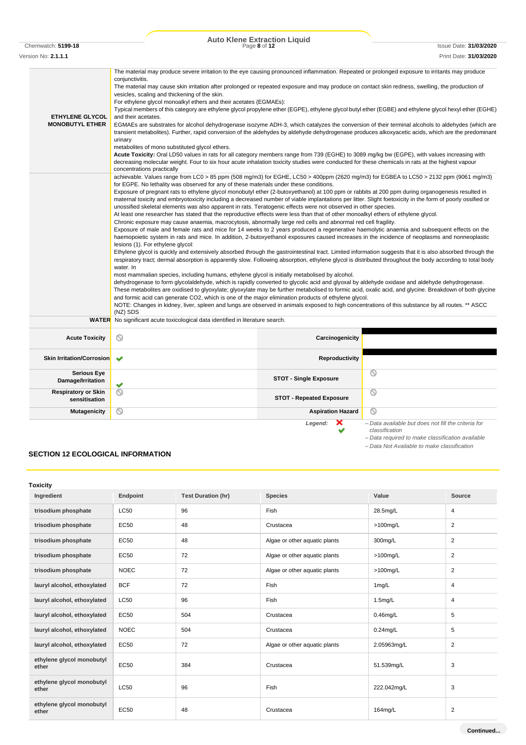| | |
|---|---|
| **ETHYLENE GLYCOL MONOBUTYL ETHER** | The material may produce severe irritation to the eye causing pronounced inflammation. Repeated or prolonged exposure to irritants may produce conjunctivitis.<br>The material may cause skin irritation after prolonged or repeated exposure and may produce on contact skin redness, swelling, the production of vesicles, scaling and thickening of the skin.<br>For ethylene glycol monoalkyl ethers and their acetates (EGMAEs):<br>Typical members of this category are ethylene glycol propylene ether (EGPE), ethylene glycol butyl ether (EGBE) and ethylene glycol hexyl ether (EGHE) and their acetates.<br>EGMAEs are substrates for alcohol dehydrogenase isozyme ADH-3, which catalyzes the conversion of their terminal alcohols to aldehydes (which are transient metabolites). Further, rapid conversion of the aldehydes by aldehyde dehydrogenase produces alkoxyacetic acids, which are the predominant urinary<br>metabolites of mono substituted glycol ethers.<br>**Acute Toxicity:** Oral LD50 values in rats for all category members range from 739 (EGHE) to 3089 mg/kg bw (EGPE), with values increasing with decreasing molecular weight. Four to six hour acute inhalation toxicity studies were conducted for these chemicals in rats at the highest vapour concentrations practically |
| | achievable. Values range from LC0 > 85 ppm (508 mg/m3) for EGHE, LC50 > 400ppm (2620 mg/m3) for EGBEA to LC50 > 2132 ppm (9061 mg/m3) for EGPE. No lethality was observed for any of these materials under these conditions.<br>Exposure of pregnant rats to ethylene glycol monobutyl ether (2-butoxyethanol) at 100 ppm or rabbits at 200 ppm during organogenesis resulted in maternal toxicity and embryotoxicity including a decreased number of viable implantations per litter. Slight foetoxicity in the form of poorly ossified or unossified skeletal elements was also apparent in rats. Teratogenic effects were not observed in other species.<br>At least one researcher has stated that the reproductive effects were less than that of other monoalkyl ethers of ethylene glycol.<br>Chronic exposure may cause anaemia, macrocytosis, abnormally large red cells and abnormal red cell fragility.<br>Exposure of male and female rats and mice for 14 weeks to 2 years produced a regenerative haemolytic anaemia and subsequent effects on the haemopoietic system in rats and mice. In addition, 2-butoxyethanol exposures caused increases in the incidence of neoplasms and nonneoplastic lesions (1). For ethylene glycol:<br>Ethylene glycol is quickly and extensively absorbed through the gastrointestinal tract. Limited information suggests that it is also absorbed through the respiratory tract; dermal absorption is apparently slow. Following absorption, ethylene glycol is distributed throughout the body according to total body water. In<br>most mammalian species, including humans, ethylene glycol is initially metabolised by alcohol.<br>dehydrogenase to form glycolaldehyde, which is rapidly converted to glycolic acid and glyoxal by aldehyde oxidase and aldehyde dehydrogenase. These metabolites are oxidised to glyoxylate; glyoxylate may be further metabolised to formic acid, oxalic acid, and glycine. Breakdown of both glycine and formic acid can generate CO2, which is one of the major elimination products of ethylene glycol.<br>NOTE: Changes in kidney, liver, spleen and lungs are observed in animals exposed to high concentrations of this substance by all routes. ** ASCC (NZ) SDS |
| **WATER** | No significant acute toxicological data identified in literature search. |

| | | | |
|---|---|---|---|
| **Acute Toxicity** | ⃠ | **Carcinogenicity** | ■ |
| **Skin Irritation/Corrosion** | ✔ | **Reproductivity** | ■ |
| **Serious Eye Damage/Irritation** | ✔ | **STOT - Single Exposure** | ⃠ |
| **Respiratory or Skin sensitisation** | ⃠ | **STOT - Repeated Exposure** | ⃠ |
| **Mutagenicity** | ⃠ | **Aspiration Hazard** | ⃠ |

*Legend:* ✖ *– Data available but does not fill the criteria for classification*
✔ *– Data required to make classification available*
⃠ *– Data Not Available to make classification*

## SECTION 12 ECOLOGICAL INFORMATION

### Toxicity

| Ingredient | Endpoint | Test Duration (hr) | Species | Value | Source |
|---|---|---|---|---|---|
| trisodium phosphate | LC50 | 96 | Fish | 28.5mg/L | 4 |
| trisodium phosphate | EC50 | 48 | Crustacea | >100mg/L | 2 |
| trisodium phosphate | EC50 | 48 | Algae or other aquatic plants | 300mg/L | 2 |
| trisodium phosphate | EC50 | 72 | Algae or other aquatic plants | >100mg/L | 2 |
| trisodium phosphate | NOEC | 72 | Algae or other aquatic plants | >100mg/L | 2 |
| lauryl alcohol, ethoxylated | BCF | 72 | Fish | 1mg/L | 4 |
| lauryl alcohol, ethoxylated | LC50 | 96 | Fish | 1.5mg/L | 4 |
| lauryl alcohol, ethoxylated | EC50 | 504 | Crustacea | 0.46mg/L | 5 |
| lauryl alcohol, ethoxylated | NOEC | 504 | Crustacea | 0.24mg/L | 5 |
| lauryl alcohol, ethoxylated | EC50 | 72 | Algae or other aquatic plants | 2.05963mg/L | 2 |
| ethylene glycol monobutyl ether | EC50 | 384 | Crustacea | 51.539mg/L | 3 |
| ethylene glycol monobutyl ether | LC50 | 96 | Fish | 222.042mg/L | 3 |
| ethylene glycol monobutyl ether | EC50 | 48 | Crustacea | 164mg/L | 2 |

Continued...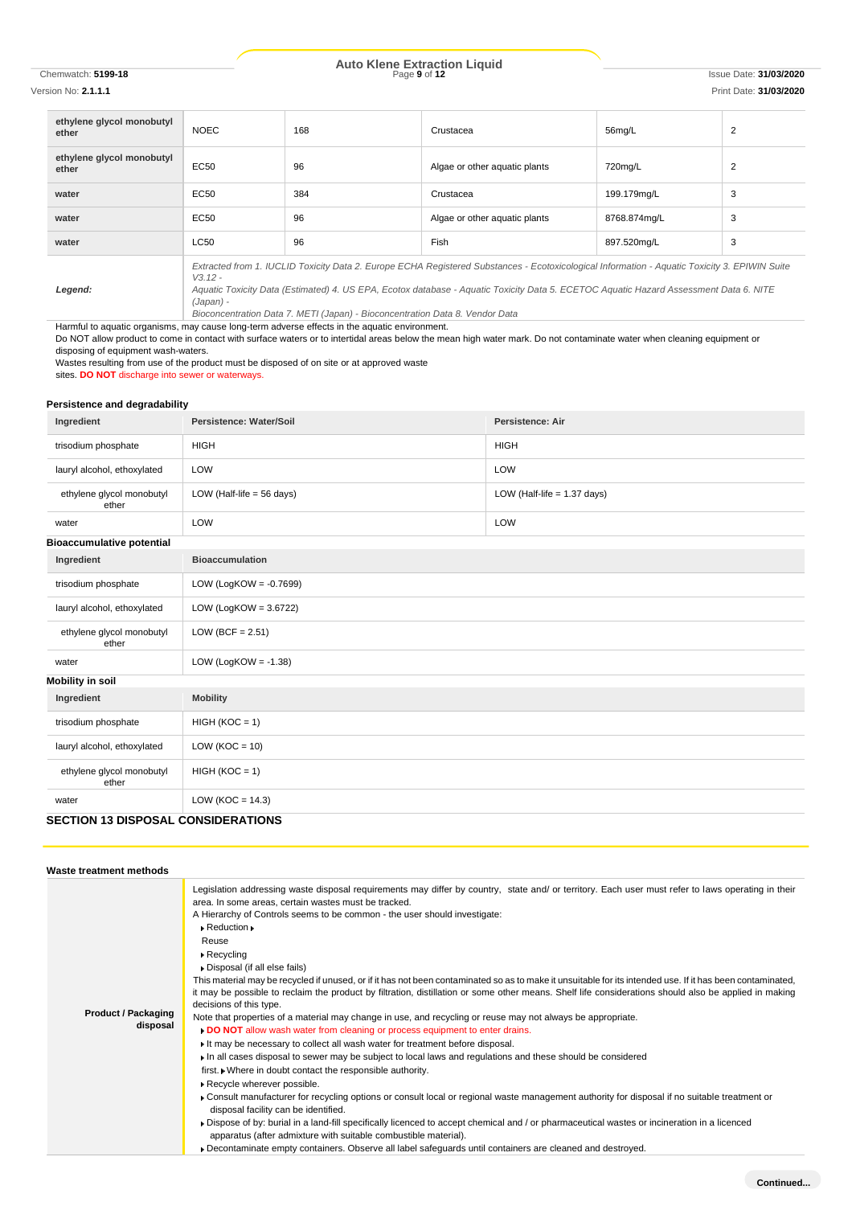| | | | | | |
|---|---|---|---|---|---|
| **ethylene glycol monobutyl ether** | NOEC | 168 | Crustacea | 56mg/L | 2 |
| **ethylene glycol monobutyl ether** | EC50 | 96 | Algae or other aquatic plants | 720mg/L | 2 |
| **water** | EC50 | 384 | Crustacea | 199.179mg/L | 3 |
| **water** | EC50 | 96 | Algae or other aquatic plants | 8768.874mg/L | 3 |
| **water** | LC50 | 96 | Fish | 897.520mg/L | 3 |
| ***Legend:*** | *Extracted from 1. IUCLID Toxicity Data 2. Europe ECHA Registered Substances - Ecotoxicological Information - Aquatic Toxicity 3. EPIWIN Suite V3.12 - Aquatic Toxicity Data (Estimated) 4. US EPA, Ecotox database - Aquatic Toxicity Data 5. ECETOC Aquatic Hazard Assessment Data 6. NITE (Japan) - Bioconcentration Data 7. METI (Japan) - Bioconcentration Data 8. Vendor Data* | | | | |

Harmful to aquatic organisms, may cause long-term adverse effects in the aquatic environment.
Do NOT allow product to come in contact with surface waters or to intertidal areas below the mean high water mark. Do not contaminate water when cleaning equipment or disposing of equipment wash-waters.
Wastes resulting from use of the product must be disposed of on site or at approved waste
sites. **DO NOT** discharge into sewer or waterways.

### Persistence and degradability

| Ingredient | Persistence: Water/Soil | Persistence: Air |
|---|---|---|
| trisodium phosphate | HIGH | HIGH |
| lauryl alcohol, ethoxylated | LOW | LOW |
| ethylene glycol monobutyl ether | LOW (Half-life = 56 days) | LOW (Half-life = 1.37 days) |
| water | LOW | LOW |

### Bioaccumulative potential

| Ingredient | Bioaccumulation |
|---|---|
| trisodium phosphate | LOW (LogKOW = -0.7699) |
| lauryl alcohol, ethoxylated | LOW (LogKOW = 3.6722) |
| ethylene glycol monobutyl ether | LOW (BCF = 2.51) |
| water | LOW (LogKOW = -1.38) |

### Mobility in soil

| Ingredient | Mobility |
|---|---|
| trisodium phosphate | HIGH (KOC = 1) |
| lauryl alcohol, ethoxylated | LOW (KOC = 10) |
| ethylene glycol monobutyl ether | HIGH (KOC = 1) |
| water | LOW (KOC = 14.3) |

## SECTION 13 DISPOSAL CONSIDERATIONS

### Waste treatment methods

| | |
|---|---|
| **Product / Packaging disposal** | Legislation addressing waste disposal requirements may differ by country, state and/ or territory. Each user must refer to laws operating in their area. In some areas, certain wastes must be tracked.<br>A Hierarchy of Controls seems to be common - the user should investigate:<br>▸ Reduction ▸<br>Reuse<br>▸ Recycling<br>▸ Disposal (if all else fails)<br>This material may be recycled if unused, or if it has not been contaminated so as to make it unsuitable for its intended use. If it has been contaminated, it may be possible to reclaim the product by filtration, distillation or some other means. Shelf life considerations should also be applied in making decisions of this type.<br>Note that properties of a material may change in use, and recycling or reuse may not always be appropriate.<br>▸ **DO NOT** allow wash water from cleaning or process equipment to enter drains.<br>▸ It may be necessary to collect all wash water for treatment before disposal.<br>▸ In all cases disposal to sewer may be subject to local laws and regulations and these should be considered first. ▸ Where in doubt contact the responsible authority.<br>▸ Recycle wherever possible.<br>▸ Consult manufacturer for recycling options or consult local or regional waste management authority for disposal if no suitable treatment or disposal facility can be identified.<br>▸ Dispose of by: burial in a land-fill specifically licenced to accept chemical and / or pharmaceutical wastes or incineration in a licenced apparatus (after admixture with suitable combustible material).<br>▸ Decontaminate empty containers. Observe all label safeguards until containers are cleaned and destroyed. |

**Continued...**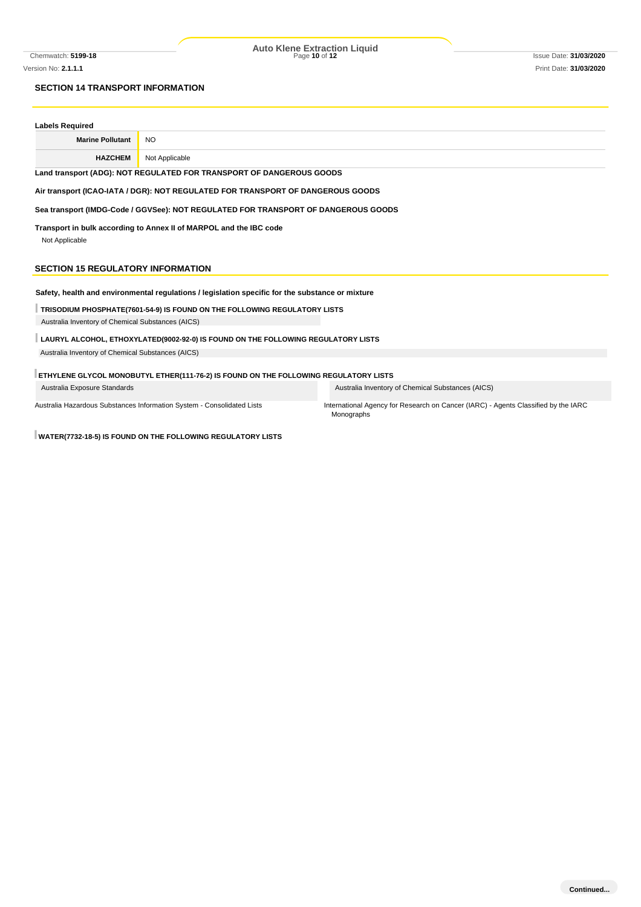## SECTION 14 TRANSPORT INFORMATION

**Labels Required**

| | |
|---|---|
| **Marine Pollutant** | NO |
| **HAZCHEM** | Not Applicable |

**Land transport (ADG): NOT REGULATED FOR TRANSPORT OF DANGEROUS GOODS**

**Air transport (ICAO-IATA / DGR): NOT REGULATED FOR TRANSPORT OF DANGEROUS GOODS**

**Sea transport (IMDG-Code / GGVSee): NOT REGULATED FOR TRANSPORT OF DANGEROUS GOODS**

**Transport in bulk according to Annex II of MARPOL and the IBC code**

Not Applicable

## SECTION 15 REGULATORY INFORMATION

**Safety, health and environmental regulations / legislation specific for the substance or mixture**

**TRISODIUM PHOSPHATE(7601-54-9) IS FOUND ON THE FOLLOWING REGULATORY LISTS**

Australia Inventory of Chemical Substances (AICS)

**LAURYL ALCOHOL, ETHOXYLATED(9002-92-0) IS FOUND ON THE FOLLOWING REGULATORY LISTS**

Australia Inventory of Chemical Substances (AICS)

**ETHYLENE GLYCOL MONOBUTYL ETHER(111-76-2) IS FOUND ON THE FOLLOWING REGULATORY LISTS**

| | |
|---|---|
| Australia Exposure Standards | Australia Inventory of Chemical Substances (AICS) |
| Australia Hazardous Substances Information System - Consolidated Lists | International Agency for Research on Cancer (IARC) - Agents Classified by the IARC Monographs |

**WATER(7732-18-5) IS FOUND ON THE FOLLOWING REGULATORY LISTS**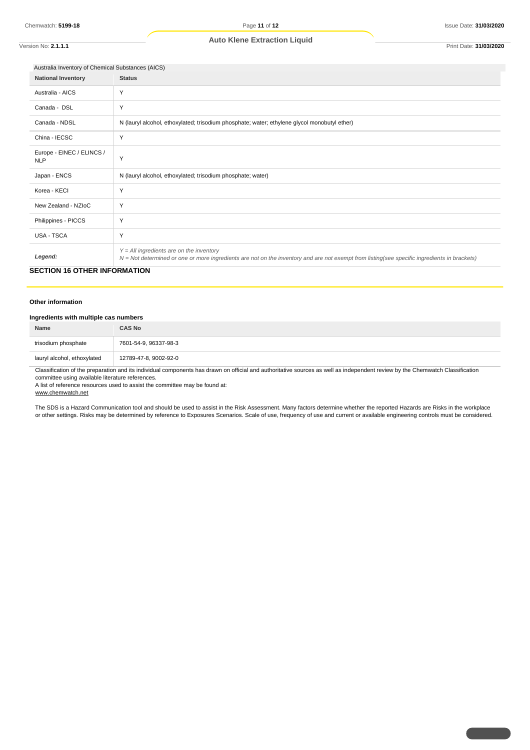Australia Inventory of Chemical Substances (AICS)

| National Inventory | Status |
| --- | --- |
| Australia - AICS | Y |
| Canada - DSL | Y |
| Canada - NDSL | N (lauryl alcohol, ethoxylated; trisodium phosphate; water; ethylene glycol monobutyl ether) |
| China - IECSC | Y |
| Europe - EINEC / ELINCS / NLP | Y |
| Japan - ENCS | N (lauryl alcohol, ethoxylated; trisodium phosphate; water) |
| Korea - KECI | Y |
| New Zealand - NZIoC | Y |
| Philippines - PICCS | Y |
| USA - TSCA | Y |
| *Legend:* | *Y = All ingredients are on the inventory*<br>*N = Not determined or one or more ingredients are not on the inventory and are not exempt from listing(see specific ingredients in brackets)* |

## SECTION 16 OTHER INFORMATION

### Other information

#### Ingredients with multiple cas numbers

| Name | CAS No |
| --- | --- |
| trisodium phosphate | 7601-54-9, 96337-98-3 |
| lauryl alcohol, ethoxylated | 12789-47-8, 9002-92-0 |

Classification of the preparation and its individual components has drawn on official and authoritative sources as well as independent review by the Chemwatch Classification committee using available literature references.
A list of reference resources used to assist the committee may be found at:
www.chemwatch.net

The SDS is a Hazard Communication tool and should be used to assist in the Risk Assessment. Many factors determine whether the reported Hazards are Risks in the workplace or other settings. Risks may be determined by reference to Exposures Scenarios. Scale of use, frequency of use and current or available engineering controls must be considered.